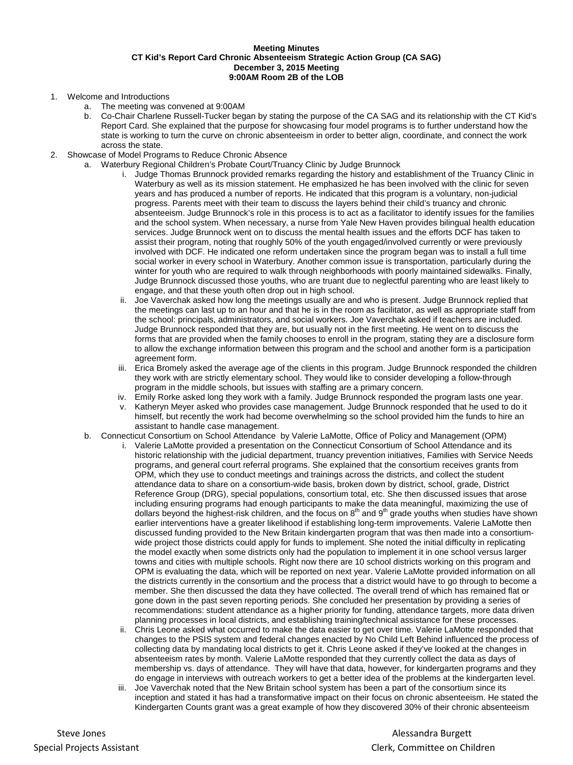**Meeting Minutes**
**CT Kid's Report Card Chronic Absenteeism Strategic Action Group (CA SAG)**
**December 3, 2015 Meeting**
**9:00AM Room 2B of the LOB**

1. Welcome and Introductions
   a. The meeting was convened at 9:00AM
   b. Co-Chair Charlene Russell-Tucker began by stating the purpose of the CA SAG and its relationship with the CT Kid's Report Card. She explained that the purpose for showcasing four model programs is to further understand how the state is working to turn the curve on chronic absenteeism in order to better align, coordinate, and connect the work across the state.
2. Showcase of Model Programs to Reduce Chronic Absence
   a. Waterbury Regional Children's Probate Court/Truancy Clinic by Judge Brunnock
      i. Judge Thomas Brunnock provided remarks regarding the history and establishment of the Truancy Clinic in Waterbury as well as its mission statement. He emphasized he has been involved with the clinic for seven years and has produced a number of reports. He indicated that this program is a voluntary, non-judicial progress. Parents meet with their team to discuss the layers behind their child's truancy and chronic absenteeism. Judge Brunnock's role in this process is to act as a facilitator to identify issues for the families and the school system. When necessary, a nurse from Yale New Haven provides bilingual health education services. Judge Brunnock went on to discuss the mental health issues and the efforts DCF has taken to assist their program, noting that roughly 50% of the youth engaged/involved currently or were previously involved with DCF. He indicated one reform undertaken since the program began was to install a full time social worker in every school in Waterbury. Another common issue is transportation, particularly during the winter for youth who are required to walk through neighborhoods with poorly maintained sidewalks. Finally, Judge Brunnock discussed those youths, who are truant due to neglectful parenting who are least likely to engage, and that these youth often drop out in high school.
      ii. Joe Vaverchak asked how long the meetings usually are and who is present. Judge Brunnock replied that the meetings can last up to an hour and that he is in the room as facilitator, as well as appropriate staff from the school: principals, administrators, and social workers. Joe Vaverchak asked if teachers are included. Judge Brunnock responded that they are, but usually not in the first meeting. He went on to discuss the forms that are provided when the family chooses to enroll in the program, stating they are a disclosure form to allow the exchange information between this program and the school and another form is a participation agreement form.
      iii. Erica Bromely asked the average age of the clients in this program. Judge Brunnock responded the children they work with are strictly elementary school. They would like to consider developing a follow-through program in the middle schools, but issues with staffing are a primary concern.
      iv. Emily Rorke asked long they work with a family. Judge Brunnock responded the program lasts one year.
      v. Katheryn Meyer asked who provides case management. Judge Brunnock responded that he used to do it himself, but recently the work had become overwhelming so the school provided him the funds to hire an assistant to handle case management.
   b. Connecticut Consortium on School Attendance by Valerie LaMotte, Office of Policy and Management (OPM)
      i. Valerie LaMotte provided a presentation on the Connecticut Consortium of School Attendance and its historic relationship with the judicial department, truancy prevention initiatives, Families with Service Needs programs, and general court referral programs. She explained that the consortium receives grants from OPM, which they use to conduct meetings and trainings across the districts, and collect the student attendance data to share on a consortium-wide basis, broken down by district, school, grade, District Reference Group (DRG), special populations, consortium total, etc. She then discussed issues that arose including ensuring programs had enough participants to make the data meaningful, maximizing the use of dollars beyond the highest-risk children, and the focus on 8th and 9th grade youths when studies have shown earlier interventions have a greater likelihood if establishing long-term improvements. Valerie LaMotte then discussed funding provided to the New Britain kindergarten program that was then made into a consortium-wide project those districts could apply for funds to implement. She noted the initial difficulty in replicating the model exactly when some districts only had the population to implement it in one school versus larger towns and cities with multiple schools. Right now there are 10 school districts working on this program and OPM is evaluating the data, which will be reported on next year. Valerie LaMotte provided information on all the districts currently in the consortium and the process that a district would have to go through to become a member. She then discussed the data they have collected. The overall trend of which has remained flat or gone down in the past seven reporting periods. She concluded her presentation by providing a series of recommendations: student attendance as a higher priority for funding, attendance targets, more data driven planning processes in local districts, and establishing training/technical assistance for these processes.
      ii. Chris Leone asked what occurred to make the data easier to get over time. Valerie LaMotte responded that changes to the PSIS system and federal changes enacted by No Child Left Behind influenced the process of collecting data by mandating local districts to get it. Chris Leone asked if they've looked at the changes in absenteeism rates by month. Valerie LaMotte responded that they currently collect the data as days of membership vs. days of attendance. They will have that data, however, for kindergarten programs and they do engage in interviews with outreach workers to get a better idea of the problems at the kindergarten level.
      iii. Joe Vaverchak noted that the New Britain school system has been a part of the consortium since its inception and stated it has had a transformative impact on their focus on chronic absenteeism. He stated the Kindergarten Counts grant was a great example of how they discovered 30% of their chronic absenteeism

Steve Jones
Special Projects Assistant

Alessandra Burgett
Clerk, Committee on Children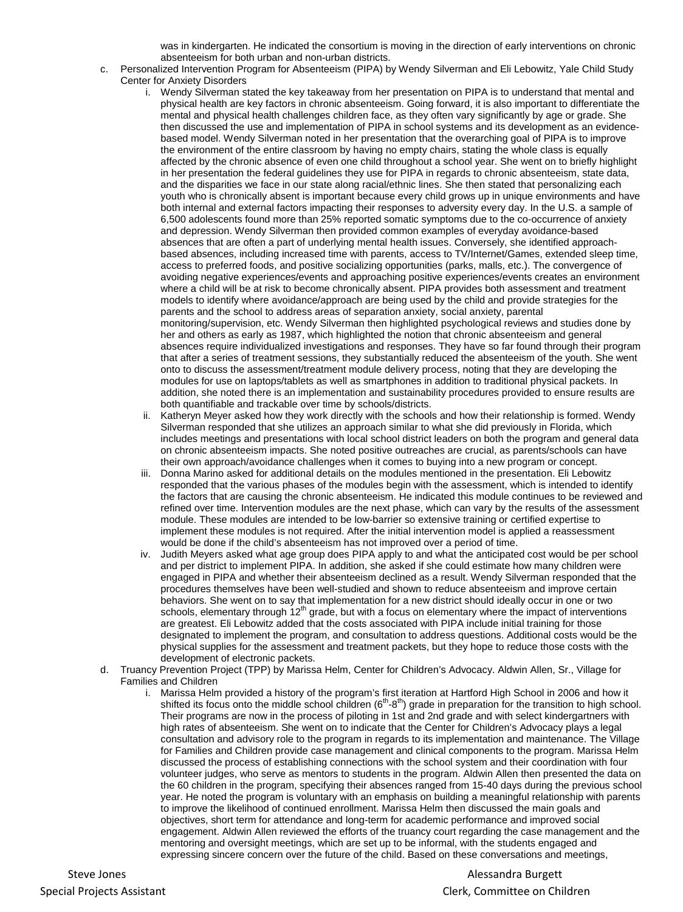was in kindergarten. He indicated the consortium is moving in the direction of early interventions on chronic absenteeism for both urban and non-urban districts.

c. Personalized Intervention Program for Absenteeism (PIPA) by Wendy Silverman and Eli Lebowitz, Yale Child Study Center for Anxiety Disorders

   i. Wendy Silverman stated the key takeaway from her presentation on PIPA is to understand that mental and physical health are key factors in chronic absenteeism. Going forward, it is also important to differentiate the mental and physical health challenges children face, as they often vary significantly by age or grade. She then discussed the use and implementation of PIPA in school systems and its development as an evidence-based model. Wendy Silverman noted in her presentation that the overarching goal of PIPA is to improve the environment of the entire classroom by having no empty chairs, stating the whole class is equally affected by the chronic absence of even one child throughout a school year. She went on to briefly highlight in her presentation the federal guidelines they use for PIPA in regards to chronic absenteeism, state data, and the disparities we face in our state along racial/ethnic lines. She then stated that personalizing each youth who is chronically absent is important because every child grows up in unique environments and have both internal and external factors impacting their responses to adversity every day. In the U.S. a sample of 6,500 adolescents found more than 25% reported somatic symptoms due to the co-occurrence of anxiety and depression. Wendy Silverman then provided common examples of everyday avoidance-based absences that are often a part of underlying mental health issues. Conversely, she identified approach-based absences, including increased time with parents, access to TV/Internet/Games, extended sleep time, access to preferred foods, and positive socializing opportunities (parks, malls, etc.). The convergence of avoiding negative experiences/events and approaching positive experiences/events creates an environment where a child will be at risk to become chronically absent. PIPA provides both assessment and treatment models to identify where avoidance/approach are being used by the child and provide strategies for the parents and the school to address areas of separation anxiety, social anxiety, parental monitoring/supervision, etc. Wendy Silverman then highlighted psychological reviews and studies done by her and others as early as 1987, which highlighted the notion that chronic absenteeism and general absences require individualized investigations and responses. They have so far found through their program that after a series of treatment sessions, they substantially reduced the absenteeism of the youth. She went onto to discuss the assessment/treatment module delivery process, noting that they are developing the modules for use on laptops/tablets as well as smartphones in addition to traditional physical packets. In addition, she noted there is an implementation and sustainability procedures provided to ensure results are both quantifiable and trackable over time by schools/districts.

   ii. Katheryn Meyer asked how they work directly with the schools and how their relationship is formed. Wendy Silverman responded that she utilizes an approach similar to what she did previously in Florida, which includes meetings and presentations with local school district leaders on both the program and general data on chronic absenteeism impacts. She noted positive outreaches are crucial, as parents/schools can have their own approach/avoidance challenges when it comes to buying into a new program or concept.

   iii. Donna Marino asked for additional details on the modules mentioned in the presentation. Eli Lebowitz responded that the various phases of the modules begin with the assessment, which is intended to identify the factors that are causing the chronic absenteeism. He indicated this module continues to be reviewed and refined over time. Intervention modules are the next phase, which can vary by the results of the assessment module. These modules are intended to be low-barrier so extensive training or certified expertise to implement these modules is not required. After the initial intervention model is applied a reassessment would be done if the child's absenteeism has not improved over a period of time.

   iv. Judith Meyers asked what age group does PIPA apply to and what the anticipated cost would be per school and per district to implement PIPA. In addition, she asked if she could estimate how many children were engaged in PIPA and whether their absenteeism declined as a result. Wendy Silverman responded that the procedures themselves have been well-studied and shown to reduce absenteeism and improve certain behaviors. She went on to say that implementation for a new district should ideally occur in one or two schools, elementary through 12th grade, but with a focus on elementary where the impact of interventions are greatest. Eli Lebowitz added that the costs associated with PIPA include initial training for those designated to implement the program, and consultation to address questions. Additional costs would be the physical supplies for the assessment and treatment packets, but they hope to reduce those costs with the development of electronic packets.

d. Truancy Prevention Project (TPP) by Marissa Helm, Center for Children's Advocacy. Aldwin Allen, Sr., Village for Families and Children

   i. Marissa Helm provided a history of the program's first iteration at Hartford High School in 2006 and how it shifted its focus onto the middle school children (6th-8th) grade in preparation for the transition to high school. Their programs are now in the process of piloting in 1st and 2nd grade and with select kindergartners with high rates of absenteeism. She went on to indicate that the Center for Children's Advocacy plays a legal consultation and advisory role to the program in regards to its implementation and maintenance. The Village for Families and Children provide case management and clinical components to the program. Marissa Helm discussed the process of establishing connections with the school system and their coordination with four volunteer judges, who serve as mentors to students in the program. Aldwin Allen then presented the data on the 60 children in the program, specifying their absences ranged from 15-40 days during the previous school year. He noted the program is voluntary with an emphasis on building a meaningful relationship with parents to improve the likelihood of continued enrollment. Marissa Helm then discussed the main goals and objectives, short term for attendance and long-term for academic performance and improved social engagement. Aldwin Allen reviewed the efforts of the truancy court regarding the case management and the mentoring and oversight meetings, which are set up to be informal, with the students engaged and expressing sincere concern over the future of the child. Based on these conversations and meetings,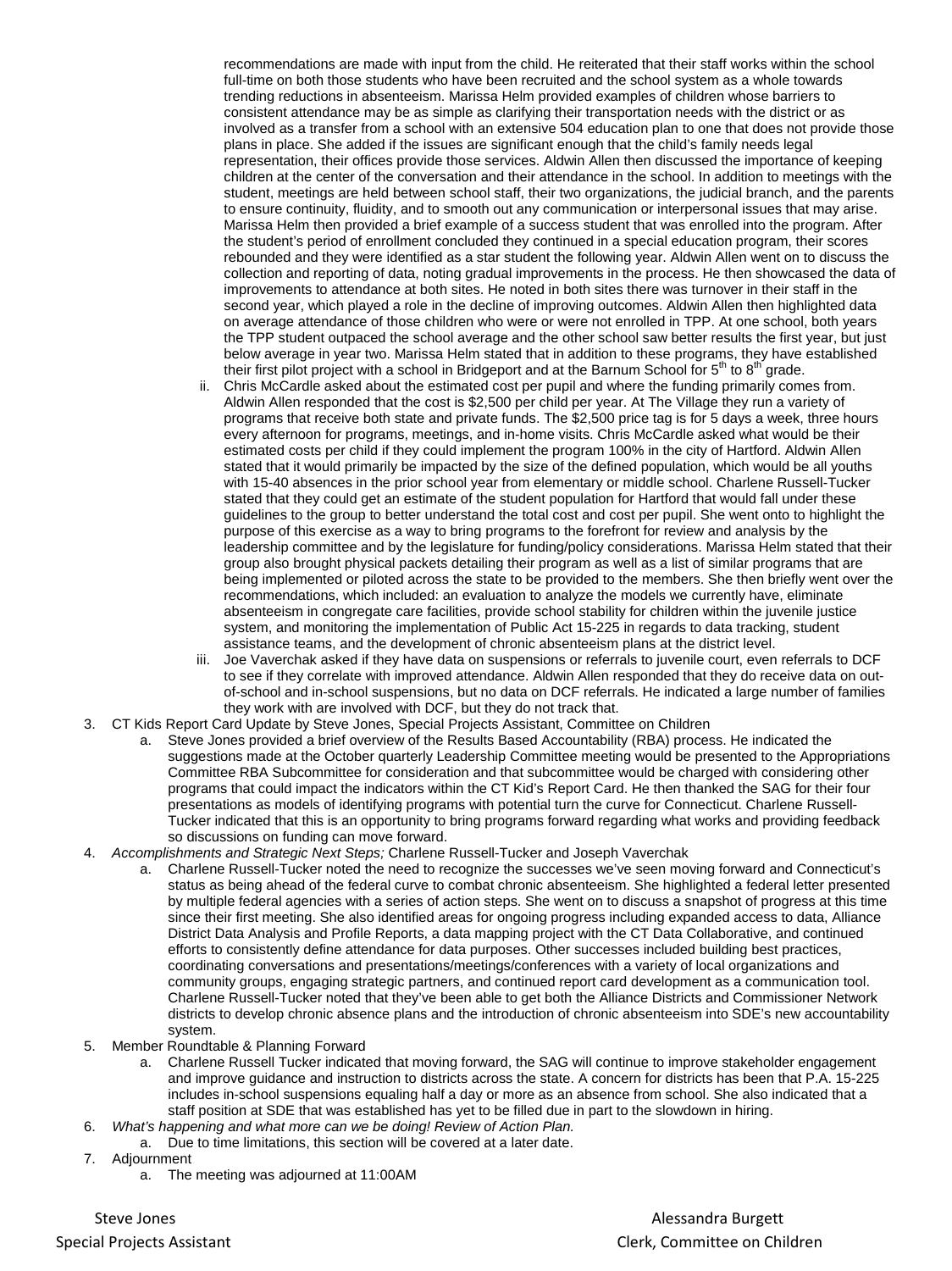recommendations are made with input from the child. He reiterated that their staff works within the school full-time on both those students who have been recruited and the school system as a whole towards trending reductions in absenteeism. Marissa Helm provided examples of children whose barriers to consistent attendance may be as simple as clarifying their transportation needs with the district or as involved as a transfer from a school with an extensive 504 education plan to one that does not provide those plans in place. She added if the issues are significant enough that the child's family needs legal representation, their offices provide those services. Aldwin Allen then discussed the importance of keeping children at the center of the conversation and their attendance in the school. In addition to meetings with the student, meetings are held between school staff, their two organizations, the judicial branch, and the parents to ensure continuity, fluidity, and to smooth out any communication or interpersonal issues that may arise. Marissa Helm then provided a brief example of a success student that was enrolled into the program. After the student's period of enrollment concluded they continued in a special education program, their scores rebounded and they were identified as a star student the following year. Aldwin Allen went on to discuss the collection and reporting of data, noting gradual improvements in the process. He then showcased the data of improvements to attendance at both sites. He noted in both sites there was turnover in their staff in the second year, which played a role in the decline of improving outcomes. Aldwin Allen then highlighted data on average attendance of those children who were or were not enrolled in TPP. At one school, both years the TPP student outpaced the school average and the other school saw better results the first year, but just below average in year two. Marissa Helm stated that in addition to these programs, they have established their first pilot project with a school in Bridgeport and at the Barnum School for 5th to 8th grade.

   ii. Chris McCardle asked about the estimated cost per pupil and where the funding primarily comes from. Aldwin Allen responded that the cost is $2,500 per child per year. At The Village they run a variety of programs that receive both state and private funds. The $2,500 price tag is for 5 days a week, three hours every afternoon for programs, meetings, and in-home visits. Chris McCardle asked what would be their estimated costs per child if they could implement the program 100% in the city of Hartford. Aldwin Allen stated that it would primarily be impacted by the size of the defined population, which would be all youths with 15-40 absences in the prior school year from elementary or middle school. Charlene Russell-Tucker stated that they could get an estimate of the student population for Hartford that would fall under these guidelines to the group to better understand the total cost and cost per pupil. She went onto to highlight the purpose of this exercise as a way to bring programs to the forefront for review and analysis by the leadership committee and by the legislature for funding/policy considerations. Marissa Helm stated that their group also brought physical packets detailing their program as well as a list of similar programs that are being implemented or piloted across the state to be provided to the members. She then briefly went over the recommendations, which included: an evaluation to analyze the models we currently have, eliminate absenteeism in congregate care facilities, provide school stability for children within the juvenile justice system, and monitoring the implementation of Public Act 15-225 in regards to data tracking, student assistance teams, and the development of chronic absenteeism plans at the district level.

   iii. Joe Vaverchak asked if they have data on suspensions or referrals to juvenile court, even referrals to DCF to see if they correlate with improved attendance. Aldwin Allen responded that they do receive data on out-of-school and in-school suspensions, but no data on DCF referrals. He indicated a large number of families they work with are involved with DCF, but they do not track that.

3. CT Kids Report Card Update by Steve Jones, Special Projects Assistant, Committee on Children
   a. Steve Jones provided a brief overview of the Results Based Accountability (RBA) process. He indicated the suggestions made at the October quarterly Leadership Committee meeting would be presented to the Appropriations Committee RBA Subcommittee for consideration and that subcommittee would be charged with considering other programs that could impact the indicators within the CT Kid's Report Card. He then thanked the SAG for their four presentations as models of identifying programs with potential turn the curve for Connecticut. Charlene Russell-Tucker indicated that this is an opportunity to bring programs forward regarding what works and providing feedback so discussions on funding can move forward.

4. *Accomplishments and Strategic Next Steps;* Charlene Russell-Tucker and Joseph Vaverchak
   a. Charlene Russell-Tucker noted the need to recognize the successes we've seen moving forward and Connecticut's status as being ahead of the federal curve to combat chronic absenteeism. She highlighted a federal letter presented by multiple federal agencies with a series of action steps. She went on to discuss a snapshot of progress at this time since their first meeting. She also identified areas for ongoing progress including expanded access to data, Alliance District Data Analysis and Profile Reports, a data mapping project with the CT Data Collaborative, and continued efforts to consistently define attendance for data purposes. Other successes included building best practices, coordinating conversations and presentations/meetings/conferences with a variety of local organizations and community groups, engaging strategic partners, and continued report card development as a communication tool. Charlene Russell-Tucker noted that they've been able to get both the Alliance Districts and Commissioner Network districts to develop chronic absence plans and the introduction of chronic absenteeism into SDE's new accountability system.

5. Member Roundtable & Planning Forward
   a. Charlene Russell Tucker indicated that moving forward, the SAG will continue to improve stakeholder engagement and improve guidance and instruction to districts across the state. A concern for districts has been that P.A. 15-225 includes in-school suspensions equaling half a day or more as an absence from school. She also indicated that a staff position at SDE that was established has yet to be filled due in part to the slowdown in hiring.

6. *What's happening and what more can we be doing! Review of Action Plan.*
   a. Due to time limitations, this section will be covered at a later date.

7. Adjournment
   a. The meeting was adjourned at 11:00AM

Steve Jones
Special Projects Assistant

Alessandra Burgett
Clerk, Committee on Children